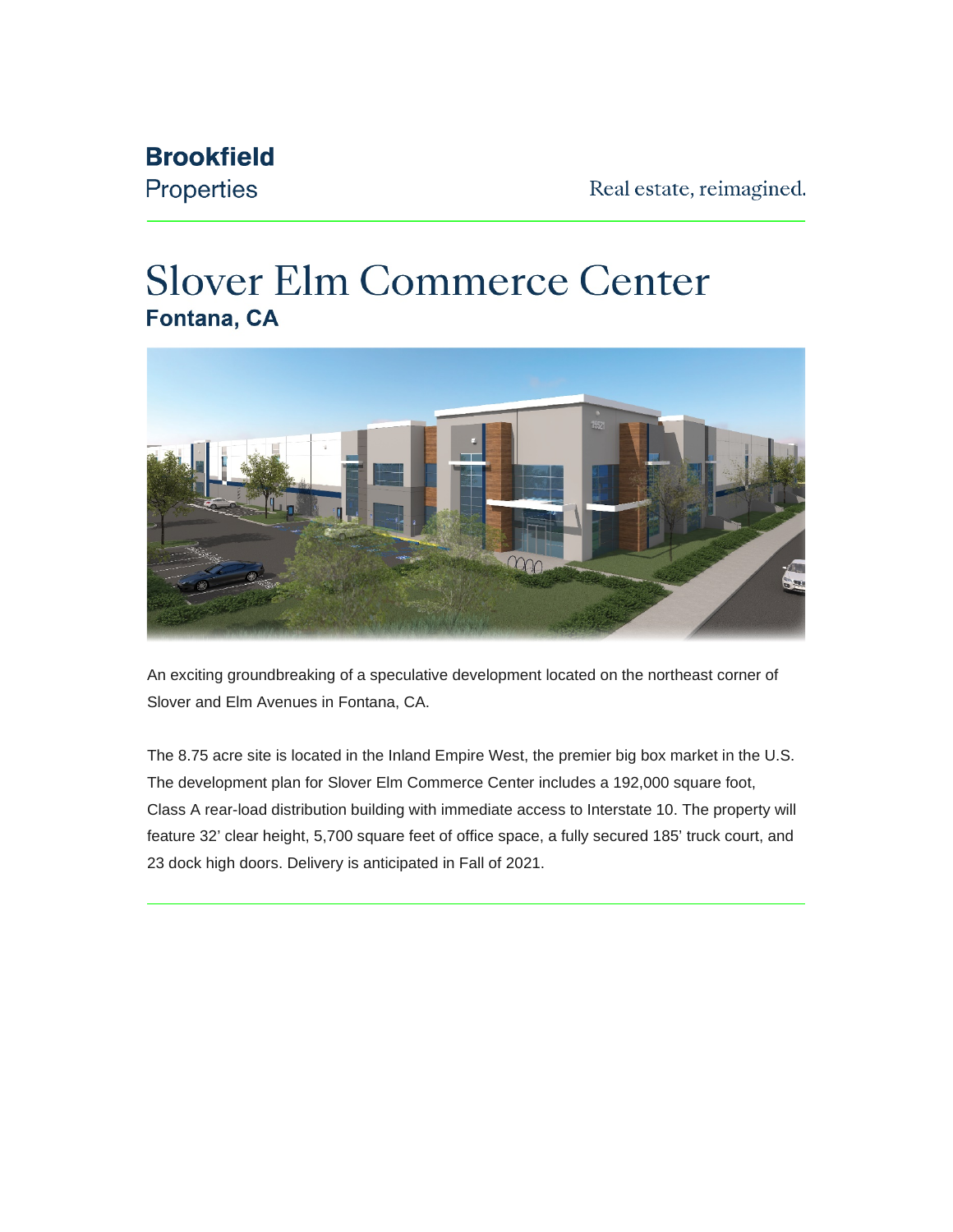**Brookfield**
Properties

Real estate, reimagined.

# Slover Elm Commerce Center

## Fontana, CA

An exciting groundbreaking of a speculative development located on the northeast corner of Slover and Elm Avenues in Fontana, CA.

The 8.75 acre site is located in the Inland Empire West, the premier big box market in the U.S. The development plan for Slover Elm Commerce Center includes a 192,000 square foot, Class A rear-load distribution building with immediate access to Interstate 10. The property will feature 32' clear height, 5,700 square feet of office space, a fully secured 185' truck court, and 23 dock high doors. Delivery is anticipated in Fall of 2021.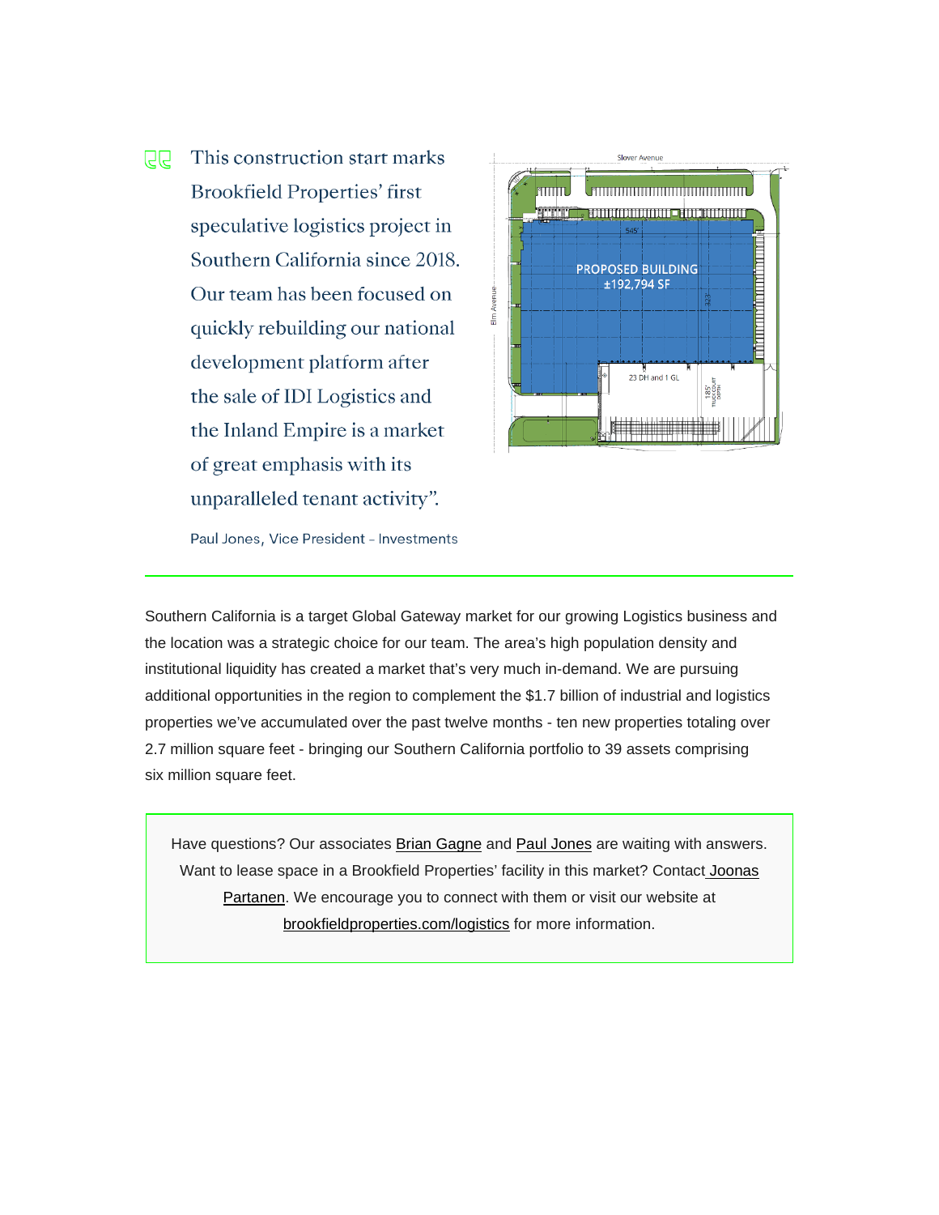> This construction start marks Brookfield Properties' first speculative logistics project in Southern California since 2018. Our team has been focused on quickly rebuilding our national development platform after the sale of IDI Logistics and the Inland Empire is a market of great emphasis with its unparalleled tenant activity".
>
> Paul Jones, Vice President - Investments

Slover Avenue

Elm Avenue

PROPOSED BUILDING
±192,794 SF

545'

323'

23 DH and 1 GL

185'
TRUCK COURT DEPTH

---

Southern California is a target Global Gateway market for our growing Logistics business and the location was a strategic choice for our team. The area's high population density and institutional liquidity has created a market that's very much in-demand. We are pursuing additional opportunities in the region to complement the $1.7 billion of industrial and logistics properties we've accumulated over the past twelve months - ten new properties totaling over 2.7 million square feet - bringing our Southern California portfolio to 39 assets comprising six million square feet.

Have questions? Our associates Brian Gagne and Paul Jones are waiting with answers. Want to lease space in a Brookfield Properties' facility in this market? Contact Joonas Partanen. We encourage you to connect with them or visit our website at brookfieldproperties.com/logistics for more information.